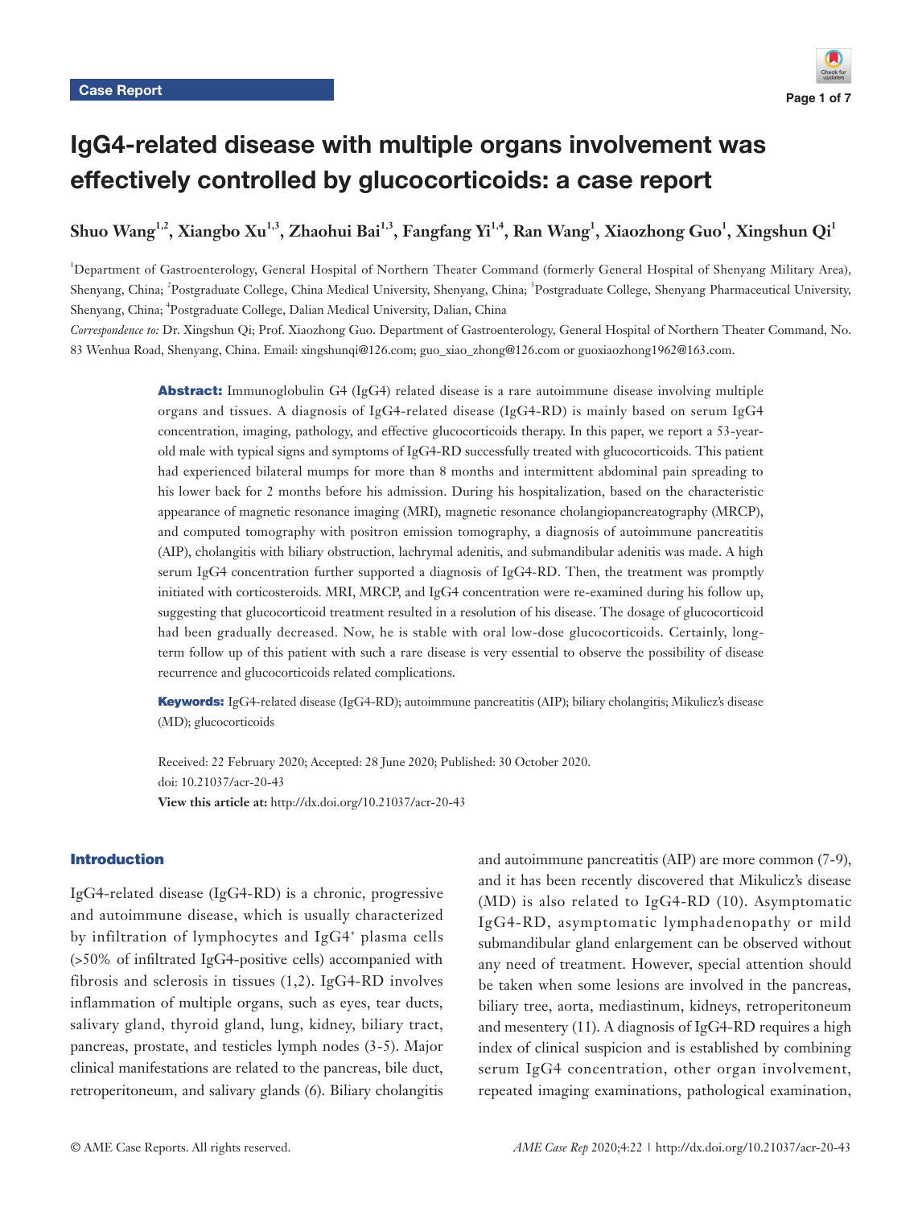Case Report

# IgG4-related disease with multiple organs involvement was effectively controlled by glucocorticoids: a case report

**Shuo Wang[1,2], Xiangbo Xu[1,3], Zhaohui Bai[1,3], Fangfang Yi[1,4], Ran Wang[1], Xiaozhong Guo[1], Xingshun Qi[1]**

[1]Department of Gastroenterology, General Hospital of Northern Theater Command (formerly General Hospital of Shenyang Military Area), Shenyang, China; [2]Postgraduate College, China Medical University, Shenyang, China; [3]Postgraduate College, Shenyang Pharmaceutical University, Shenyang, China; [4]Postgraduate College, Dalian Medical University, Dalian, China

*Correspondence to:* Dr. Xingshun Qi; Prof. Xiaozhong Guo. Department of Gastroenterology, General Hospital of Northern Theater Command, No. 83 Wenhua Road, Shenyang, China. Email: xingshunqi@126.com; guo_xiao_zhong@126.com or guoxiaozhong1962@163.com.

**Abstract:** Immunoglobulin G4 (IgG4) related disease is a rare autoimmune disease involving multiple organs and tissues. A diagnosis of IgG4-related disease (IgG4-RD) is mainly based on serum IgG4 concentration, imaging, pathology, and effective glucocorticoids therapy. In this paper, we report a 53-year-old male with typical signs and symptoms of IgG4-RD successfully treated with glucocorticoids. This patient had experienced bilateral mumps for more than 8 months and intermittent abdominal pain spreading to his lower back for 2 months before his admission. During his hospitalization, based on the characteristic appearance of magnetic resonance imaging (MRI), magnetic resonance cholangiopancreatography (MRCP), and computed tomography with positron emission tomography, a diagnosis of autoimmune pancreatitis (AIP), cholangitis with biliary obstruction, lachrymal adenitis, and submandibular adenitis was made. A high serum IgG4 concentration further supported a diagnosis of IgG4-RD. Then, the treatment was promptly initiated with corticosteroids. MRI, MRCP, and IgG4 concentration were re-examined during his follow up, suggesting that glucocorticoid treatment resulted in a resolution of his disease. The dosage of glucocorticoid had been gradually decreased. Now, he is stable with oral low-dose glucocorticoids. Certainly, long-term follow up of this patient with such a rare disease is very essential to observe the possibility of disease recurrence and glucocorticoids related complications.

**Keywords:** IgG4-related disease (IgG4-RD); autoimmune pancreatitis (AIP); biliary cholangitis; Mikulicz's disease (MD); glucocorticoids

Received: 22 February 2020; Accepted: 28 June 2020; Published: 30 October 2020.
doi: 10.21037/acr-20-43
**View this article at:** http://dx.doi.org/10.21037/acr-20-43

## Introduction

IgG4-related disease (IgG4-RD) is a chronic, progressive and autoimmune disease, which is usually characterized by infiltration of lymphocytes and $IgG4^+$ plasma cells (>50% of infiltrated IgG4-positive cells) accompanied with fibrosis and sclerosis in tissues (1,2). IgG4-RD involves inflammation of multiple organs, such as eyes, tear ducts, salivary gland, thyroid gland, lung, kidney, biliary tract, pancreas, prostate, and testicles lymph nodes (3-5). Major clinical manifestations are related to the pancreas, bile duct, retroperitoneum, and salivary glands (6). Biliary cholangitis and autoimmune pancreatitis (AIP) are more common (7-9), and it has been recently discovered that Mikulicz's disease (MD) is also related to IgG4-RD (10). Asymptomatic IgG4-RD, asymptomatic lymphadenopathy or mild submandibular gland enlargement can be observed without any need of treatment. However, special attention should be taken when some lesions are involved in the pancreas, biliary tree, aorta, mediastinum, kidneys, retroperitoneum and mesentery (11). A diagnosis of IgG4-RD requires a high index of clinical suspicion and is established by combining serum IgG4 concentration, other organ involvement, repeated imaging examinations, pathological examination,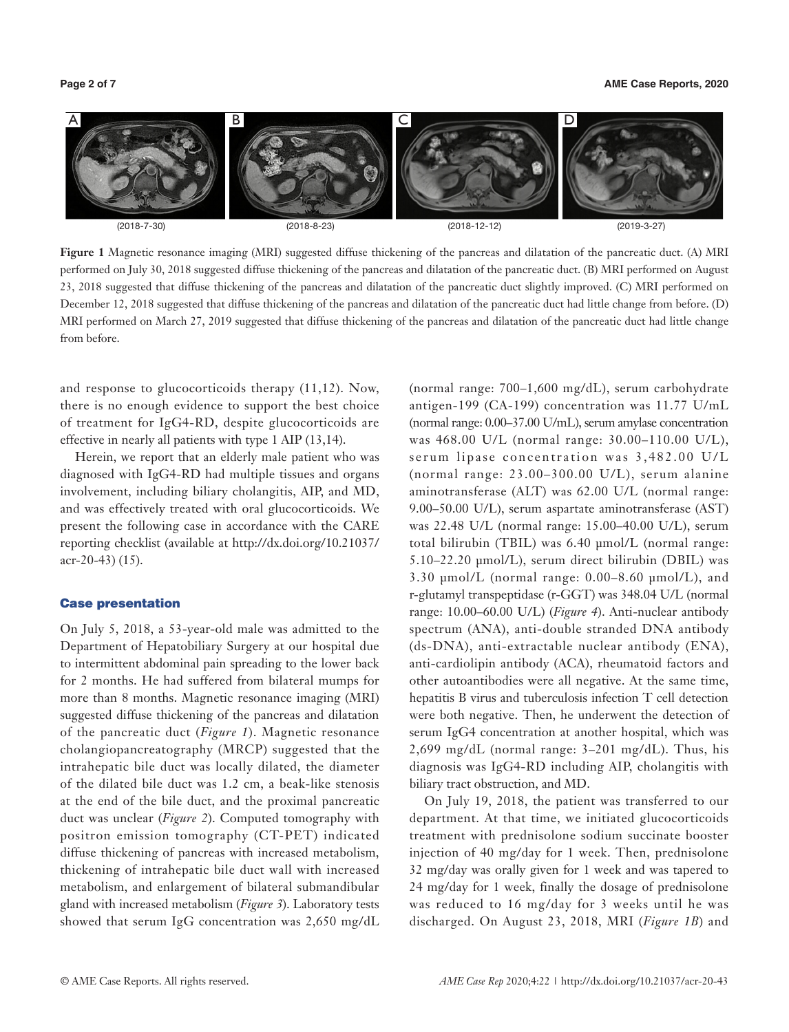**Figure 1** Magnetic resonance imaging (MRI) suggested diffuse thickening of the pancreas and dilatation of the pancreatic duct. (A) MRI performed on July 30, 2018 suggested diffuse thickening of the pancreas and dilatation of the pancreatic duct. (B) MRI performed on August 23, 2018 suggested that diffuse thickening of the pancreas and dilatation of the pancreatic duct slightly improved. (C) MRI performed on December 12, 2018 suggested that diffuse thickening of the pancreas and dilatation of the pancreatic duct had little change from before. (D) MRI performed on March 27, 2019 suggested that diffuse thickening of the pancreas and dilatation of the pancreatic duct had little change from before.

and response to glucocorticoids therapy (11,12). Now, there is no enough evidence to support the best choice of treatment for IgG4-RD, despite glucocorticoids are effective in nearly all patients with type 1 AIP (13,14).

Herein, we report that an elderly male patient who was diagnosed with IgG4-RD had multiple tissues and organs involvement, including biliary cholangitis, AIP, and MD, and was effectively treated with oral glucocorticoids. We present the following case in accordance with the CARE reporting checklist (available at http://dx.doi.org/10.21037/acr-20-43) (15).

## Case presentation

On July 5, 2018, a 53-year-old male was admitted to the Department of Hepatobiliary Surgery at our hospital due to intermittent abdominal pain spreading to the lower back for 2 months. He had suffered from bilateral mumps for more than 8 months. Magnetic resonance imaging (MRI) suggested diffuse thickening of the pancreas and dilatation of the pancreatic duct (*Figure 1*). Magnetic resonance cholangiopancreatography (MRCP) suggested that the intrahepatic bile duct was locally dilated, the diameter of the dilated bile duct was 1.2 cm, a beak-like stenosis at the end of the bile duct, and the proximal pancreatic duct was unclear (*Figure 2*). Computed tomography with positron emission tomography (CT-PET) indicated diffuse thickening of pancreas with increased metabolism, thickening of intrahepatic bile duct wall with increased metabolism, and enlargement of bilateral submandibular gland with increased metabolism (*Figure 3*). Laboratory tests showed that serum IgG concentration was 2,650 mg/dL (normal range: 700–1,600 mg/dL), serum carbohydrate antigen-199 (CA-199) concentration was 11.77 U/mL (normal range: 0.00–37.00 U/mL), serum amylase concentration was 468.00 U/L (normal range: 30.00–110.00 U/L), serum lipase concentration was 3,482.00 U/L (normal range: 23.00–300.00 U/L), serum alanine aminotransferase (ALT) was 62.00 U/L (normal range: 9.00–50.00 U/L), serum aspartate aminotransferase (AST) was 22.48 U/L (normal range: 15.00–40.00 U/L), serum total bilirubin (TBIL) was 6.40 μmol/L (normal range: 5.10–22.20 μmol/L), serum direct bilirubin (DBIL) was 3.30 μmol/L (normal range: 0.00–8.60 μmol/L), and r-glutamyl transpeptidase (r-GGT) was 348.04 U/L (normal range: 10.00–60.00 U/L) (*Figure 4*). Anti-nuclear antibody spectrum (ANA), anti-double stranded DNA antibody (ds-DNA), anti-extractable nuclear antibody (ENA), anti-cardiolipin antibody (ACA), rheumatoid factors and other autoantibodies were all negative. At the same time, hepatitis B virus and tuberculosis infection T cell detection were both negative. Then, he underwent the detection of serum IgG4 concentration at another hospital, which was 2,699 mg/dL (normal range: 3–201 mg/dL). Thus, his diagnosis was IgG4-RD including AIP, cholangitis with biliary tract obstruction, and MD.

On July 19, 2018, the patient was transferred to our department. At that time, we initiated glucocorticoids treatment with prednisolone sodium succinate booster injection of 40 mg/day for 1 week. Then, prednisolone 32 mg/day was orally given for 1 week and was tapered to 24 mg/day for 1 week, finally the dosage of prednisolone was reduced to 16 mg/day for 3 weeks until he was discharged. On August 23, 2018, MRI (*Figure 1B*) and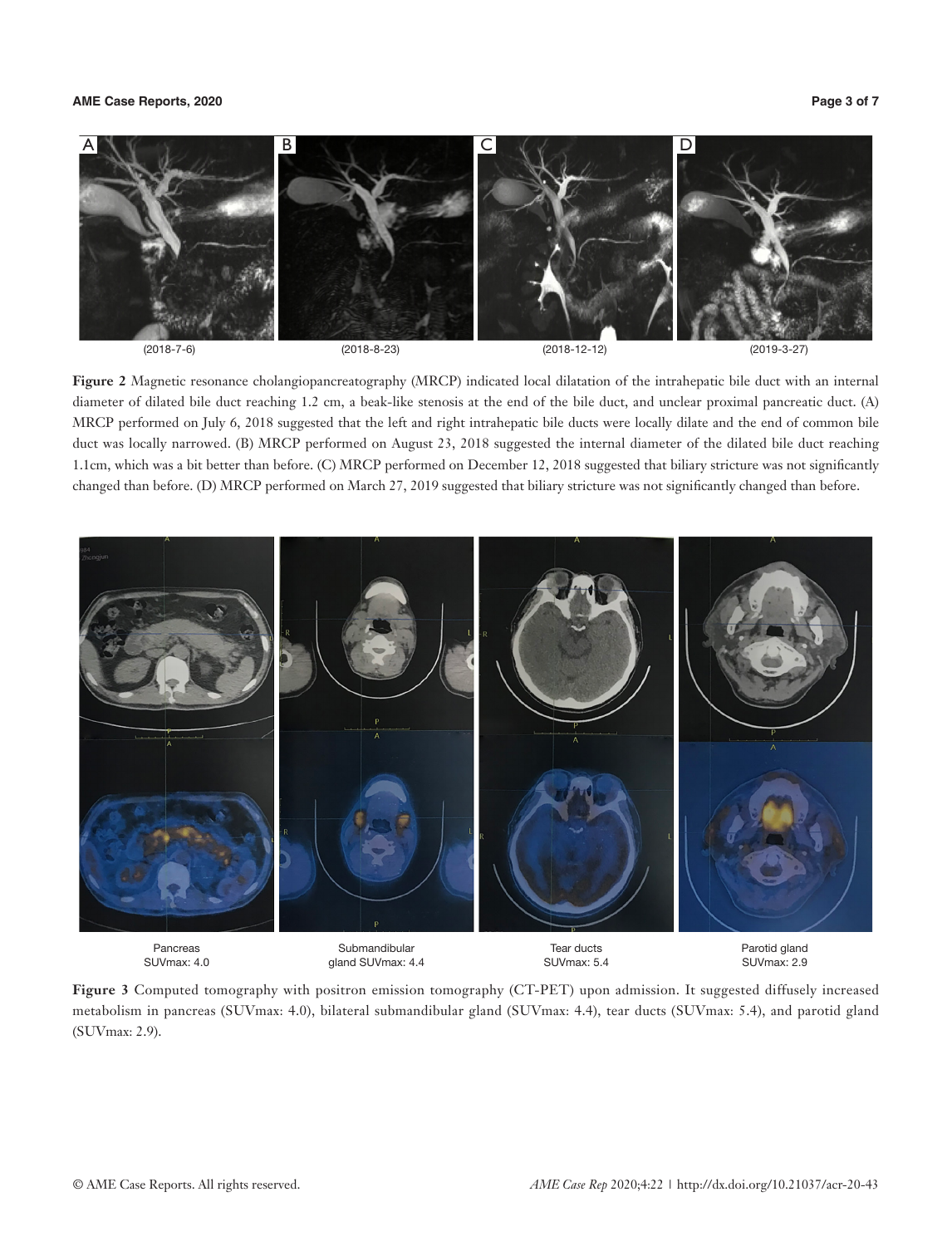**Figure 2** Magnetic resonance cholangiopancreatography (MRCP) indicated local dilatation of the intrahepatic bile duct with an internal diameter of dilated bile duct reaching 1.2 cm, a beak-like stenosis at the end of the bile duct, and unclear proximal pancreatic duct. (A) MRCP performed on July 6, 2018 suggested that the left and right intrahepatic bile ducts were locally dilate and the end of common bile duct was locally narrowed. (B) MRCP performed on August 23, 2018 suggested the internal diameter of the dilated bile duct reaching 1.1cm, which was a bit better than before. (C) MRCP performed on December 12, 2018 suggested that biliary stricture was not significantly changed than before. (D) MRCP performed on March 27, 2019 suggested that biliary stricture was not significantly changed than before.

**Figure 3** Computed tomography with positron emission tomography (CT-PET) upon admission. It suggested diffusely increased metabolism in pancreas (SUVmax: 4.0), bilateral submandibular gland (SUVmax: 4.4), tear ducts (SUVmax: 5.4), and parotid gland (SUVmax: 2.9).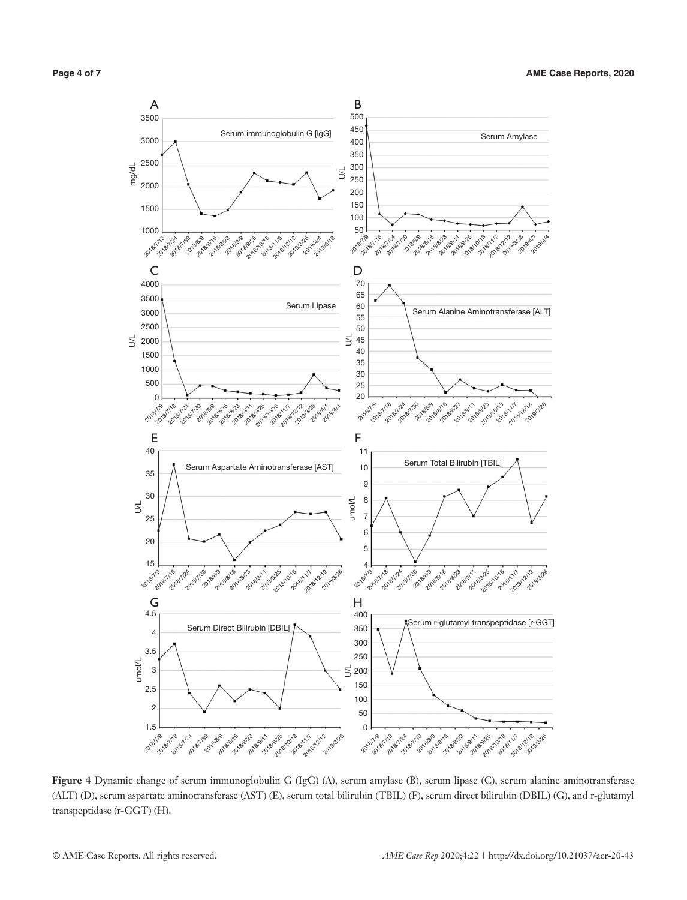**Figure 4** Dynamic change of serum immunoglobulin G (IgG) (A), serum amylase (B), serum lipase (C), serum alanine aminotransferase (ALT) (D), serum aspartate aminotransferase (AST) (E), serum total bilirubin (TBIL) (F), serum direct bilirubin (DBIL) (G), and r-glutamyl transpeptidase (r-GGT) (H).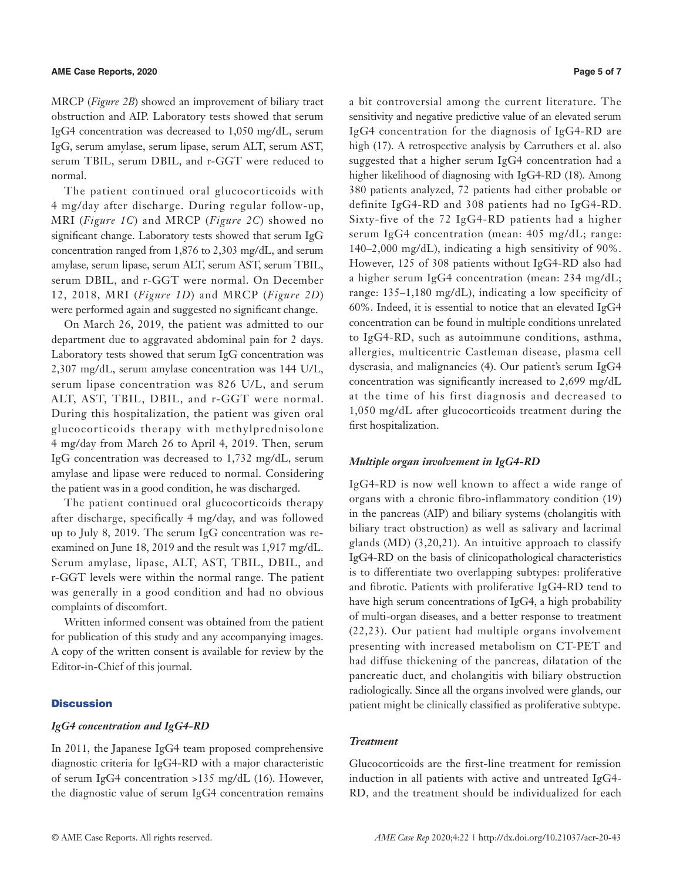MRCP (*Figure 2B*) showed an improvement of biliary tract obstruction and AIP. Laboratory tests showed that serum IgG4 concentration was decreased to 1,050 mg/dL, serum IgG, serum amylase, serum lipase, serum ALT, serum AST, serum TBIL, serum DBIL, and r-GGT were reduced to normal.

The patient continued oral glucocorticoids with 4 mg/day after discharge. During regular follow-up, MRI (*Figure 1C*) and MRCP (*Figure 2C*) showed no significant change. Laboratory tests showed that serum IgG concentration ranged from 1,876 to 2,303 mg/dL, and serum amylase, serum lipase, serum ALT, serum AST, serum TBIL, serum DBIL, and r-GGT were normal. On December 12, 2018, MRI (*Figure 1D*) and MRCP (*Figure 2D*) were performed again and suggested no significant change.

On March 26, 2019, the patient was admitted to our department due to aggravated abdominal pain for 2 days. Laboratory tests showed that serum IgG concentration was 2,307 mg/dL, serum amylase concentration was 144 U/L, serum lipase concentration was 826 U/L, and serum ALT, AST, TBIL, DBIL, and r-GGT were normal. During this hospitalization, the patient was given oral glucocorticoids therapy with methylprednisolone 4 mg/day from March 26 to April 4, 2019. Then, serum IgG concentration was decreased to 1,732 mg/dL, serum amylase and lipase were reduced to normal. Considering the patient was in a good condition, he was discharged.

The patient continued oral glucocorticoids therapy after discharge, specifically 4 mg/day, and was followed up to July 8, 2019. The serum IgG concentration was re-examined on June 18, 2019 and the result was 1,917 mg/dL. Serum amylase, lipase, ALT, AST, TBIL, DBIL, and r-GGT levels were within the normal range. The patient was generally in a good condition and had no obvious complaints of discomfort.

Written informed consent was obtained from the patient for publication of this study and any accompanying images. A copy of the written consent is available for review by the Editor-in-Chief of this journal.

## Discussion

### *IgG4 concentration and IgG4-RD*

In 2011, the Japanese IgG4 team proposed comprehensive diagnostic criteria for IgG4-RD with a major characteristic of serum IgG4 concentration >135 mg/dL (16). However, the diagnostic value of serum IgG4 concentration remains a bit controversial among the current literature. The sensitivity and negative predictive value of an elevated serum IgG4 concentration for the diagnosis of IgG4-RD are high (17). A retrospective analysis by Carruthers et al. also suggested that a higher serum IgG4 concentration had a higher likelihood of diagnosing with IgG4-RD (18). Among 380 patients analyzed, 72 patients had either probable or definite IgG4-RD and 308 patients had no IgG4-RD. Sixty-five of the 72 IgG4-RD patients had a higher serum IgG4 concentration (mean: 405 mg/dL; range: 140–2,000 mg/dL), indicating a high sensitivity of 90%. However, 125 of 308 patients without IgG4-RD also had a higher serum IgG4 concentration (mean: 234 mg/dL; range: 135–1,180 mg/dL), indicating a low specificity of 60%. Indeed, it is essential to notice that an elevated IgG4 concentration can be found in multiple conditions unrelated to IgG4-RD, such as autoimmune conditions, asthma, allergies, multicentric Castleman disease, plasma cell dyscrasia, and malignancies (4). Our patient's serum IgG4 concentration was significantly increased to 2,699 mg/dL at the time of his first diagnosis and decreased to 1,050 mg/dL after glucocorticoids treatment during the first hospitalization.

### *Multiple organ involvement in IgG4-RD*

IgG4-RD is now well known to affect a wide range of organs with a chronic fibro-inflammatory condition (19) in the pancreas (AIP) and biliary systems (cholangitis with biliary tract obstruction) as well as salivary and lacrimal glands (MD) (3,20,21). An intuitive approach to classify IgG4-RD on the basis of clinicopathological characteristics is to differentiate two overlapping subtypes: proliferative and fibrotic. Patients with proliferative IgG4-RD tend to have high serum concentrations of IgG4, a high probability of multi-organ diseases, and a better response to treatment (22,23). Our patient had multiple organs involvement presenting with increased metabolism on CT-PET and had diffuse thickening of the pancreas, dilatation of the pancreatic duct, and cholangitis with biliary obstruction radiologically. Since all the organs involved were glands, our patient might be clinically classified as proliferative subtype.

### *Treatment*

Glucocorticoids are the first-line treatment for remission induction in all patients with active and untreated IgG4-RD, and the treatment should be individualized for each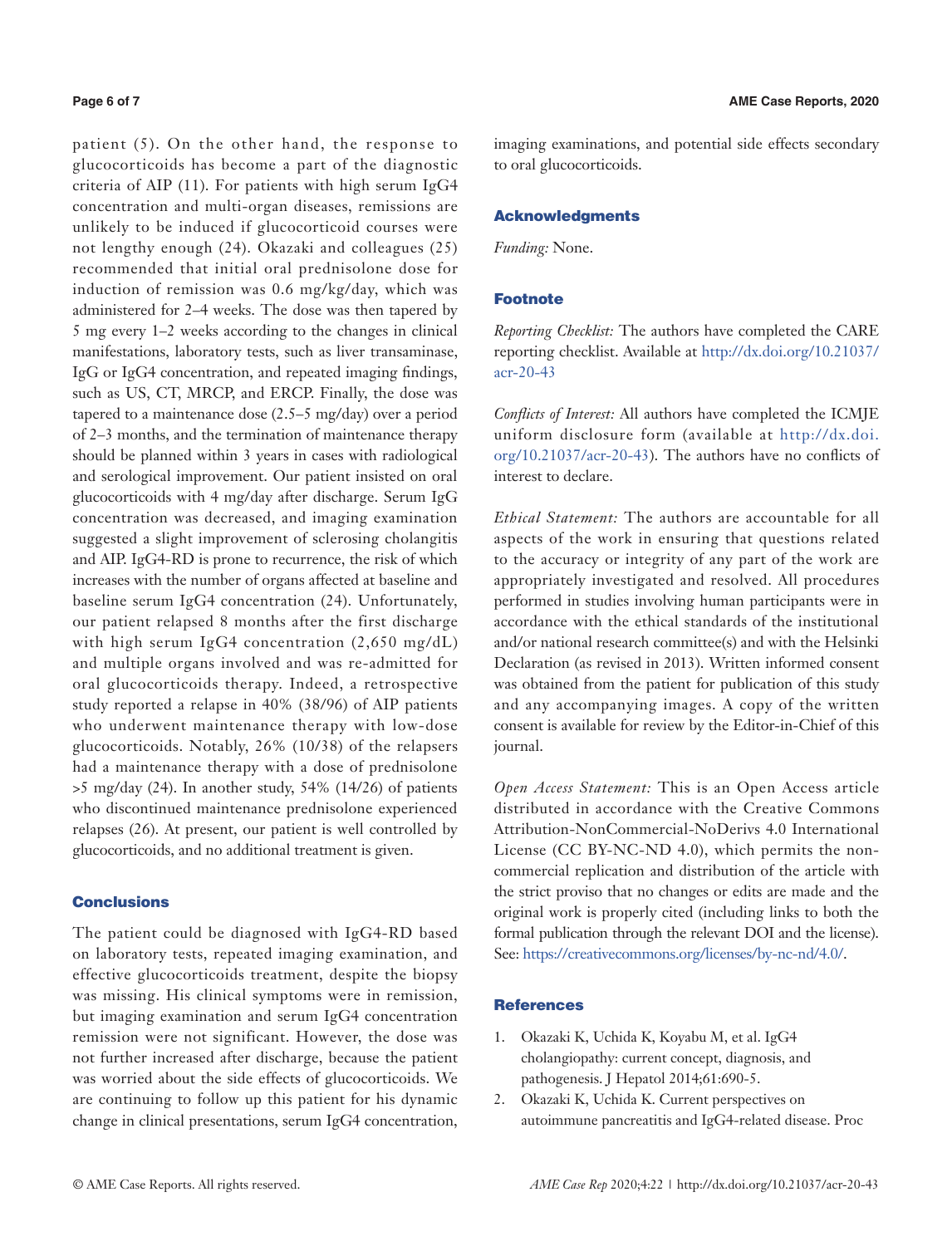patient (5). On the other hand, the response to glucocorticoids has become a part of the diagnostic criteria of AIP (11). For patients with high serum IgG4 concentration and multi-organ diseases, remissions are unlikely to be induced if glucocorticoid courses were not lengthy enough (24). Okazaki and colleagues (25) recommended that initial oral prednisolone dose for induction of remission was 0.6 mg/kg/day, which was administered for 2–4 weeks. The dose was then tapered by 5 mg every 1–2 weeks according to the changes in clinical manifestations, laboratory tests, such as liver transaminase, IgG or IgG4 concentration, and repeated imaging findings, such as US, CT, MRCP, and ERCP. Finally, the dose was tapered to a maintenance dose (2.5–5 mg/day) over a period of 2–3 months, and the termination of maintenance therapy should be planned within 3 years in cases with radiological and serological improvement. Our patient insisted on oral glucocorticoids with 4 mg/day after discharge. Serum IgG concentration was decreased, and imaging examination suggested a slight improvement of sclerosing cholangitis and AIP. IgG4-RD is prone to recurrence, the risk of which increases with the number of organs affected at baseline and baseline serum IgG4 concentration (24). Unfortunately, our patient relapsed 8 months after the first discharge with high serum IgG4 concentration (2,650 mg/dL) and multiple organs involved and was re-admitted for oral glucocorticoids therapy. Indeed, a retrospective study reported a relapse in 40% (38/96) of AIP patients who underwent maintenance therapy with low-dose glucocorticoids. Notably, 26% (10/38) of the relapsers had a maintenance therapy with a dose of prednisolone >5 mg/day (24). In another study, 54% (14/26) of patients who discontinued maintenance prednisolone experienced relapses (26). At present, our patient is well controlled by glucocorticoids, and no additional treatment is given.

## Conclusions

The patient could be diagnosed with IgG4-RD based on laboratory tests, repeated imaging examination, and effective glucocorticoids treatment, despite the biopsy was missing. His clinical symptoms were in remission, but imaging examination and serum IgG4 concentration remission were not significant. However, the dose was not further increased after discharge, because the patient was worried about the side effects of glucocorticoids. We are continuing to follow up this patient for his dynamic change in clinical presentations, serum IgG4 concentration, imaging examinations, and potential side effects secondary to oral glucocorticoids.

## Acknowledgments

*Funding:* None.

## Footnote

*Reporting Checklist:* The authors have completed the CARE reporting checklist. Available at http://dx.doi.org/10.21037/acr-20-43

*Conflicts of Interest:* All authors have completed the ICMJE uniform disclosure form (available at http://dx.doi.org/10.21037/acr-20-43). The authors have no conflicts of interest to declare.

*Ethical Statement:* The authors are accountable for all aspects of the work in ensuring that questions related to the accuracy or integrity of any part of the work are appropriately investigated and resolved. All procedures performed in studies involving human participants were in accordance with the ethical standards of the institutional and/or national research committee(s) and with the Helsinki Declaration (as revised in 2013). Written informed consent was obtained from the patient for publication of this study and any accompanying images. A copy of the written consent is available for review by the Editor-in-Chief of this journal.

*Open Access Statement:* This is an Open Access article distributed in accordance with the Creative Commons Attribution-NonCommercial-NoDerivs 4.0 International License (CC BY-NC-ND 4.0), which permits the non-commercial replication and distribution of the article with the strict proviso that no changes or edits are made and the original work is properly cited (including links to both the formal publication through the relevant DOI and the license). See: https://creativecommons.org/licenses/by-nc-nd/4.0/.

## References

1. Okazaki K, Uchida K, Koyabu M, et al. IgG4 cholangiopathy: current concept, diagnosis, and pathogenesis. J Hepatol 2014;61:690-5.
2. Okazaki K, Uchida K. Current perspectives on autoimmune pancreatitis and IgG4-related disease. Proc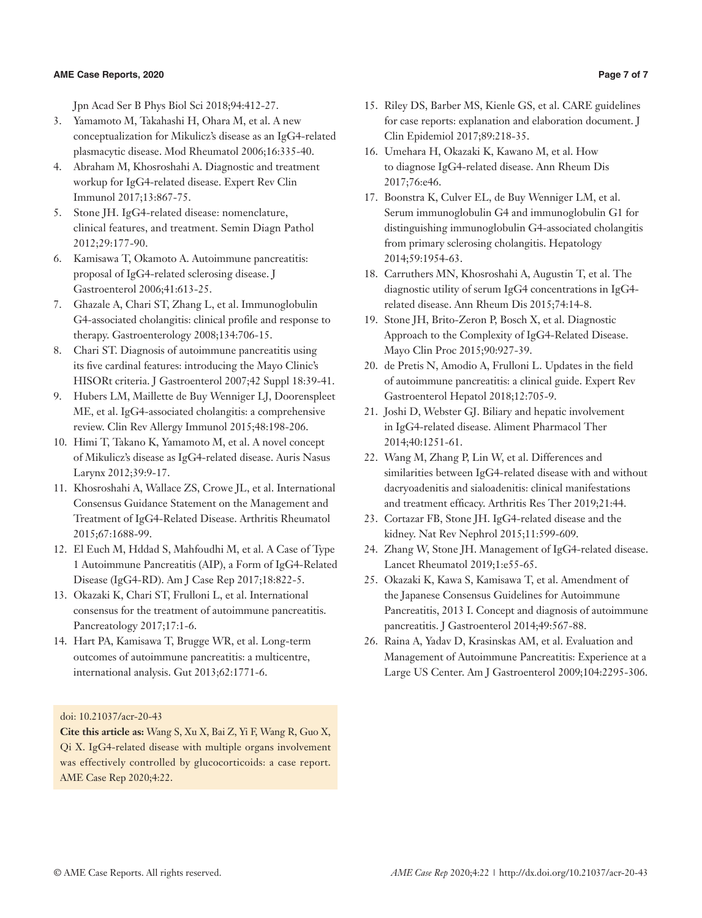Jpn Acad Ser B Phys Biol Sci 2018;94:412-27.

3. Yamamoto M, Takahashi H, Ohara M, et al. A new conceptualization for Mikulicz's disease as an IgG4-related plasmacytic disease. Mod Rheumatol 2006;16:335-40.
4. Abraham M, Khosroshahi A. Diagnostic and treatment workup for IgG4-related disease. Expert Rev Clin Immunol 2017;13:867-75.
5. Stone JH. IgG4-related disease: nomenclature, clinical features, and treatment. Semin Diagn Pathol 2012;29:177-90.
6. Kamisawa T, Okamoto A. Autoimmune pancreatitis: proposal of IgG4-related sclerosing disease. J Gastroenterol 2006;41:613-25.
7. Ghazale A, Chari ST, Zhang L, et al. Immunoglobulin G4-associated cholangitis: clinical profile and response to therapy. Gastroenterology 2008;134:706-15.
8. Chari ST. Diagnosis of autoimmune pancreatitis using its five cardinal features: introducing the Mayo Clinic's HISORt criteria. J Gastroenterol 2007;42 Suppl 18:39-41.
9. Hubers LM, Maillette de Buy Wenniger LJ, Doorenspleet ME, et al. IgG4-associated cholangitis: a comprehensive review. Clin Rev Allergy Immunol 2015;48:198-206.
10. Himi T, Takano K, Yamamoto M, et al. A novel concept of Mikulicz's disease as IgG4-related disease. Auris Nasus Larynx 2012;39:9-17.
11. Khosroshahi A, Wallace ZS, Crowe JL, et al. International Consensus Guidance Statement on the Management and Treatment of IgG4-Related Disease. Arthritis Rheumatol 2015;67:1688-99.
12. El Euch M, Hddad S, Mahfoudhi M, et al. A Case of Type 1 Autoimmune Pancreatitis (AIP), a Form of IgG4-Related Disease (IgG4-RD). Am J Case Rep 2017;18:822-5.
13. Okazaki K, Chari ST, Frulloni L, et al. International consensus for the treatment of autoimmune pancreatitis. Pancreatology 2017;17:1-6.
14. Hart PA, Kamisawa T, Brugge WR, et al. Long-term outcomes of autoimmune pancreatitis: a multicentre, international analysis. Gut 2013;62:1771-6.
15. Riley DS, Barber MS, Kienle GS, et al. CARE guidelines for case reports: explanation and elaboration document. J Clin Epidemiol 2017;89:218-35.
16. Umehara H, Okazaki K, Kawano M, et al. How to diagnose IgG4-related disease. Ann Rheum Dis 2017;76:e46.
17. Boonstra K, Culver EL, de Buy Wenniger LM, et al. Serum immunoglobulin G4 and immunoglobulin G1 for distinguishing immunoglobulin G4-associated cholangitis from primary sclerosing cholangitis. Hepatology 2014;59:1954-63.
18. Carruthers MN, Khosroshahi A, Augustin T, et al. The diagnostic utility of serum IgG4 concentrations in IgG4-related disease. Ann Rheum Dis 2015;74:14-8.
19. Stone JH, Brito-Zeron P, Bosch X, et al. Diagnostic Approach to the Complexity of IgG4-Related Disease. Mayo Clin Proc 2015;90:927-39.
20. de Pretis N, Amodio A, Frulloni L. Updates in the field of autoimmune pancreatitis: a clinical guide. Expert Rev Gastroenterol Hepatol 2018;12:705-9.
21. Joshi D, Webster GJ. Biliary and hepatic involvement in IgG4-related disease. Aliment Pharmacol Ther 2014;40:1251-61.
22. Wang M, Zhang P, Lin W, et al. Differences and similarities between IgG4-related disease with and without dacryoadenitis and sialoadenitis: clinical manifestations and treatment efficacy. Arthritis Res Ther 2019;21:44.
23. Cortazar FB, Stone JH. IgG4-related disease and the kidney. Nat Rev Nephrol 2015;11:599-609.
24. Zhang W, Stone JH. Management of IgG4-related disease. Lancet Rheumatol 2019;1:e55-65.
25. Okazaki K, Kawa S, Kamisawa T, et al. Amendment of the Japanese Consensus Guidelines for Autoimmune Pancreatitis, 2013 I. Concept and diagnosis of autoimmune pancreatitis. J Gastroenterol 2014;49:567-88.
26. Raina A, Yadav D, Krasinskas AM, et al. Evaluation and Management of Autoimmune Pancreatitis: Experience at a Large US Center. Am J Gastroenterol 2009;104:2295-306.

doi: 10.21037/acr-20-43

**Cite this article as:** Wang S, Xu X, Bai Z, Yi F, Wang R, Guo X, Qi X. IgG4-related disease with multiple organs involvement was effectively controlled by glucocorticoids: a case report. AME Case Rep 2020;4:22.